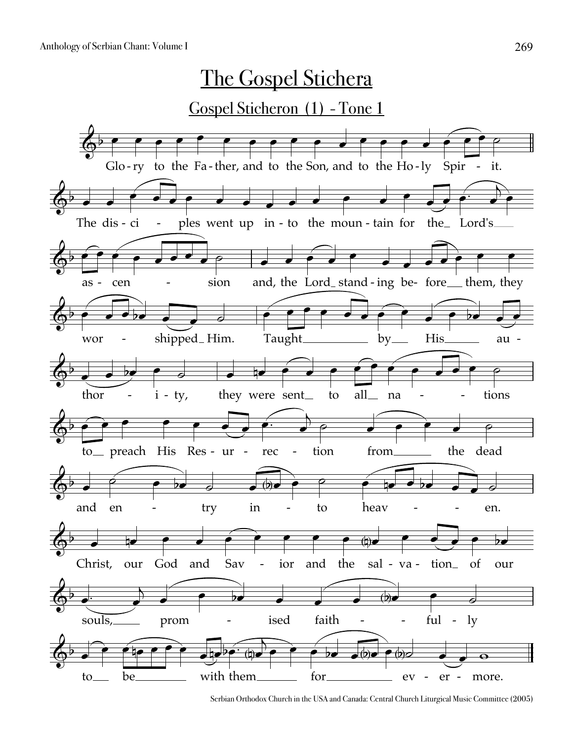# The Gospel Stichera

## Gospel Sticheron (1) - Tone 1

Glo - ry to the Fa - ther, and to the Son, and to the Ho - ly Spir - it.

The dis - ci - ples went up in - to the moun - tain for the_ Lord's___ as - cen - sion and, the Lord_ stand - ing be- fore__ them, they wor - shipped_ Him. Taught__________ by__ His______ au - thor - i - ty, they were sent_ to all_ na - tions to_ preach His Res - ur - rec - tion from______ the dead and en - try in - to heav - en.

Christ, our God and Sav - ior and the sal - va - tion_ of our souls,_____ prom - ised faith - ful - ly to__ be________ with them______ for__________ ev - er - more.

Serbian Orthodox Church in the USA and Canada: Central Church Liturgical Music Committee (2005)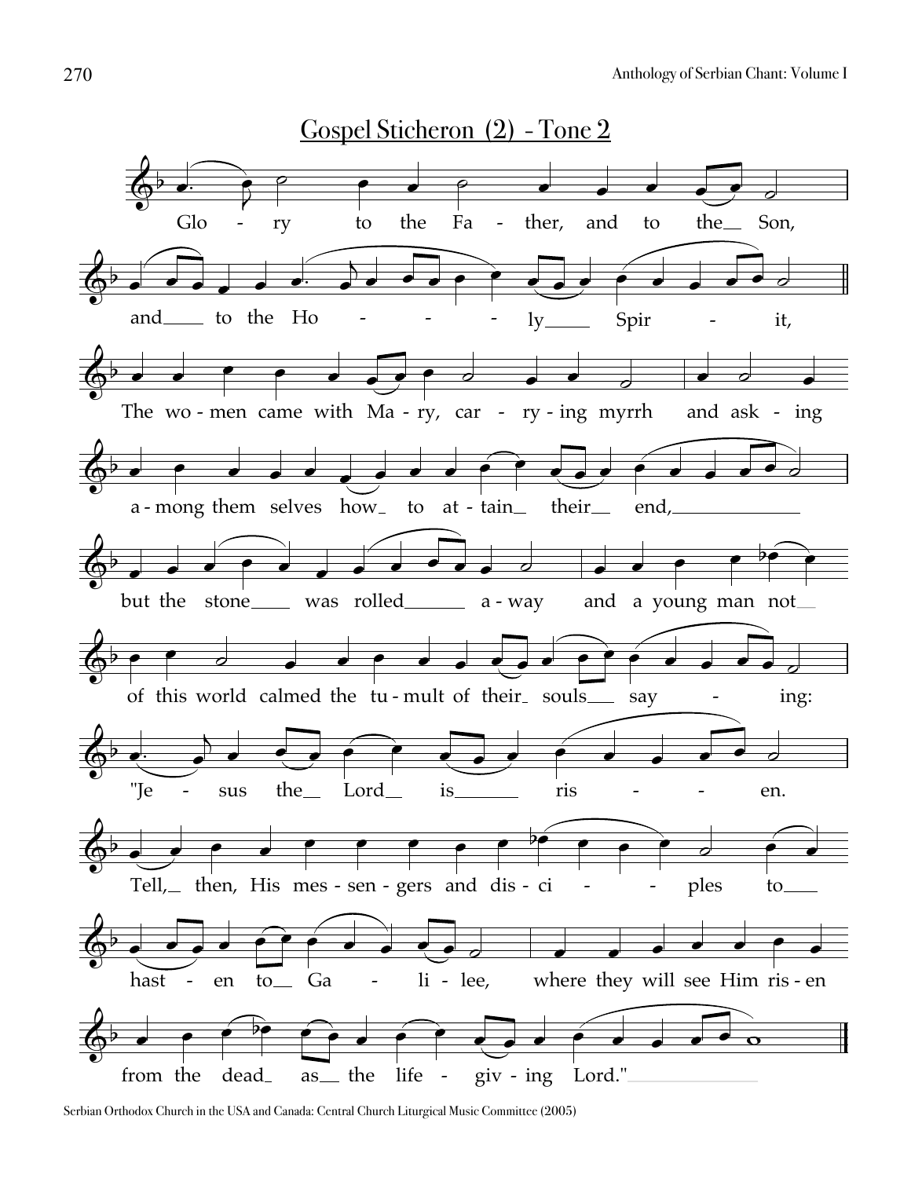# Gospel Sticheron (2) - Tone 2

Glo - ry to the Fa - ther, and to the Son,

and to the Ho - - - ly Spir - it,

The wo - men came with Ma - ry, car - ry - ing myrrh and ask - ing

a - mong them selves how to at - tain their end,

but the stone was rolled a - way and a young man not

of this world calmed the tu - mult of their souls say - ing:

"Je - sus the Lord is ris - - - en.

Tell, then, His mes - sen - gers and dis - ci - - - ples to

hast - en to Ga - li - lee, where they will see Him ris - en

from the dead as the life - giv - ing Lord."

Serbian Orthodox Church in the USA and Canada: Central Church Liturgical Music Committee (2005)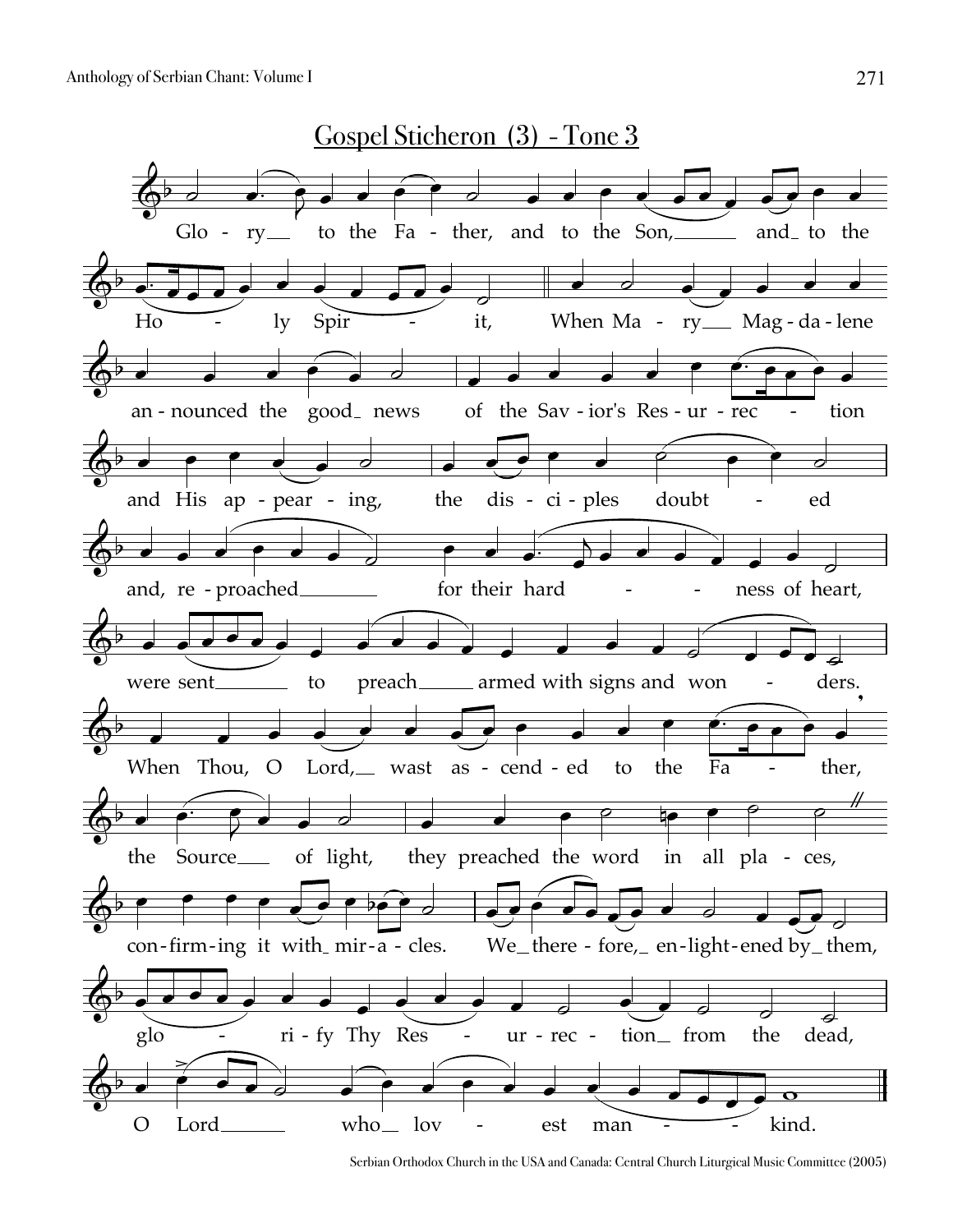## Gospel Sticheron (3) - Tone 3

Glo - ry to the Fa - ther, and to the Son, and to the Ho - ly Spir - it,

When Ma - ry Mag - da - lene an - nounced the good news of the Sav - ior's Res - ur - rec - tion and His ap - pear - ing, the dis - ci - ples doubt - ed and, re - proached for their hard - ness of heart, were sent to preach armed with signs and won - ders.

When Thou, O Lord, wast as - cend - ed to the Fa - ther, the Source of light, they preached the word in all pla - ces, con - firm - ing it with mir - a - cles.

We there - fore, en - light - ened by them, glo - ri - fy Thy Res - ur - rec - tion from the dead, O Lord who lov - est man - kind.

Serbian Orthodox Church in the USA and Canada: Central Church Liturgical Music Committee (2005)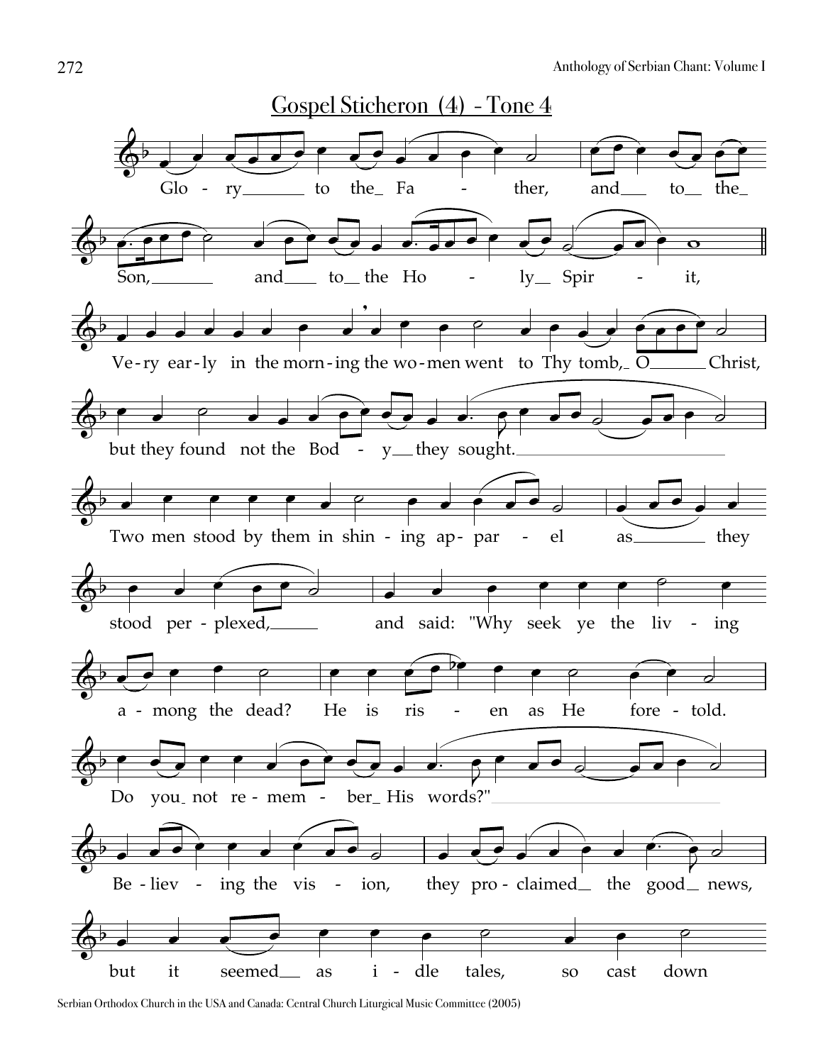## Gospel Sticheron (4) - Tone 4

Glo - ry to the Fa - ther, and to the Son, and to the Ho - ly Spir - it,

Ve-ry ear-ly in the morn-ing the wo-men went to Thy tomb, O Christ,

but they found not the Bod - y they sought.

Two men stood by them in shin - ing ap- par - el as they

stood per - plexed, and said: "Why seek ye the liv - ing

a - mong the dead? He is ris - en as He fore - told.

Do you not re - mem - ber His words?"

Be - liev - ing the vis - ion, they pro - claimed the good news,

but it seemed as i - dle tales, so cast down

Serbian Orthodox Church in the USA and Canada: Central Church Liturgical Music Committee (2005)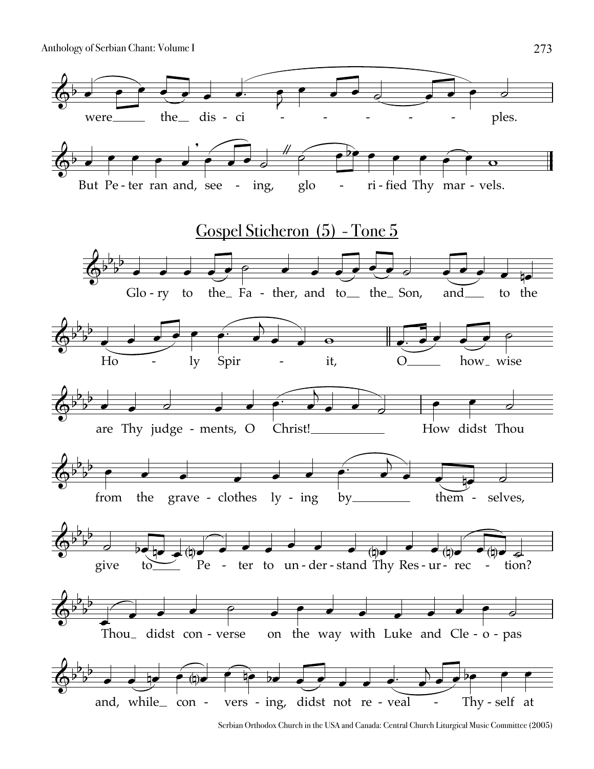were the disci - - - - - - ples.

But Pe-ter ran and, see - ing, glo - ri-fied Thy mar-vels.

## Gospel Sticheron (5) - Tone 5

Glo-ry to the Fa - ther, and to the Son, and to the

Ho - ly Spir - it, O how wise

are Thy judge-ments, O Christ! How didst Thou

from the grave-clothes ly-ing by them - selves,

give to Pe - ter to un-der-stand Thy Res-ur-rec - tion?

Thou didst con-verse on the way with Luke and Cle-o-pas

and, while con - vers-ing, didst not re-veal - Thy-self at

Serbian Orthodox Church in the USA and Canada: Central Church Liturgical Music Committee (2005)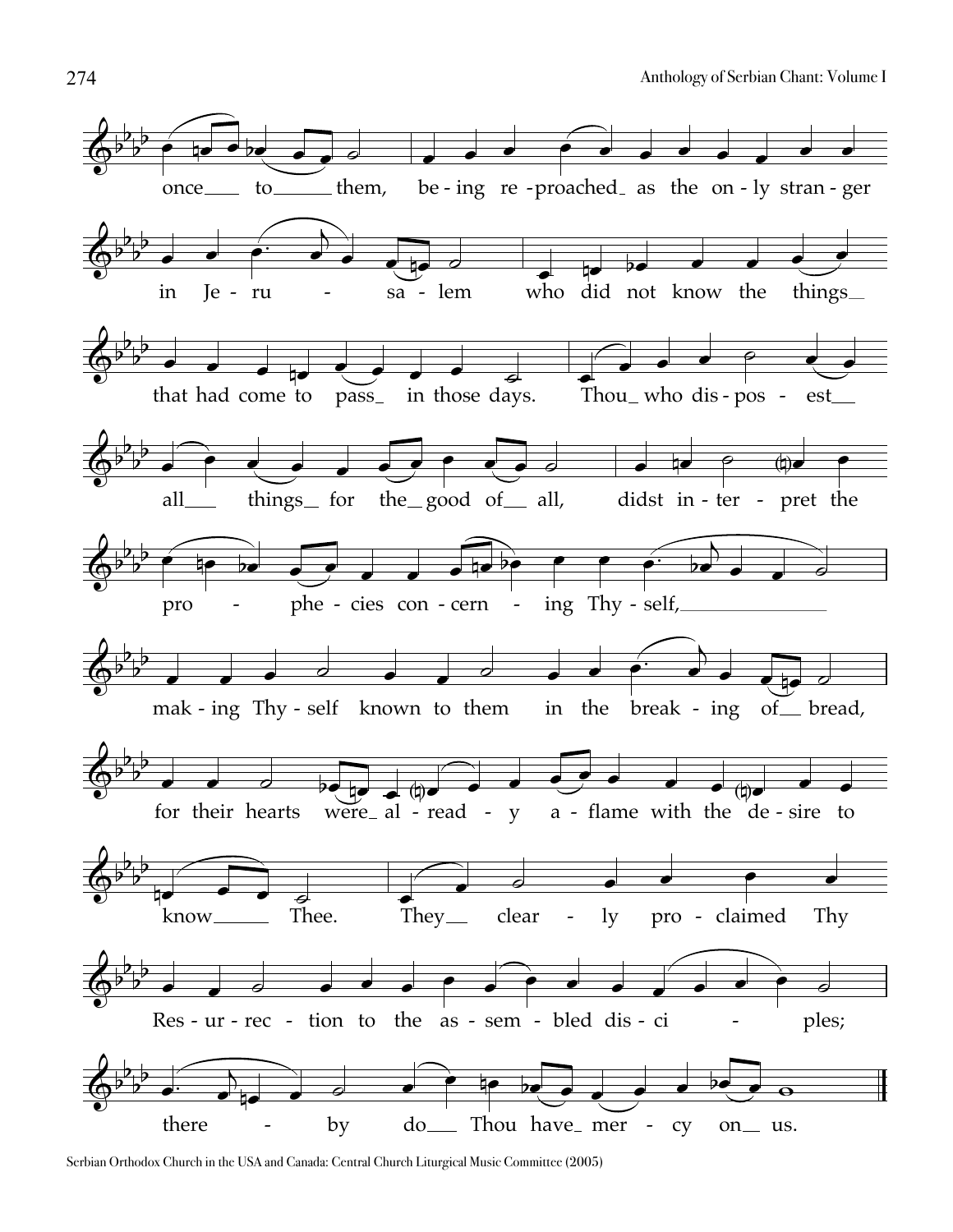once to them, being reproached as the only stranger

in Jerusalem who did not know the things

that had come to pass in those days. Thou who disposest

all things for the good of all, didst interpret the

prophecies concerning Thyself,

making Thyself known to them in the breaking of bread,

for their hearts were already aflame with the desire to

know Thee. They clearly proclaimed Thy

Resurrection to the assembled disciples;

thereby do Thou have mercy on us.

Serbian Orthodox Church in the USA and Canada: Central Church Liturgical Music Committee (2005)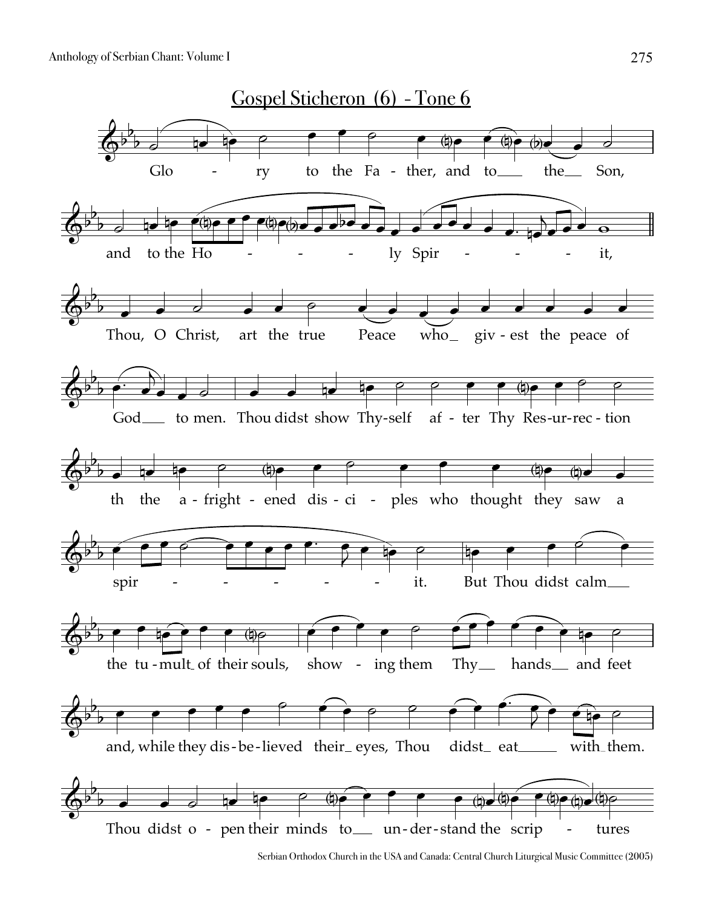# Gospel Sticheron (6) - Tone 6

Glo - ry to the Fa - ther, and to__ the__ Son,

and to the Ho - - - ly Spir - - - it,

Thou, O Christ, art the true Peace who_ giv - est the peace of

God__ to men. Thou didst show Thy-self af - ter Thy Res-ur-rec - tion

th the a - fright - ened dis - ci - ples who thought they saw a

spir - - - - - - it. But Thou didst calm__

the tu - mult_ of their souls, show - ing them Thy__ hands__ and feet

and, while they dis - be - lieved their_ eyes, Thou didst_ eat____ with_them.

Thou didst o - pen their minds to__ un - der - stand the scrip - tures

Serbian Orthodox Church in the USA and Canada: Central Church Liturgical Music Committee (2005)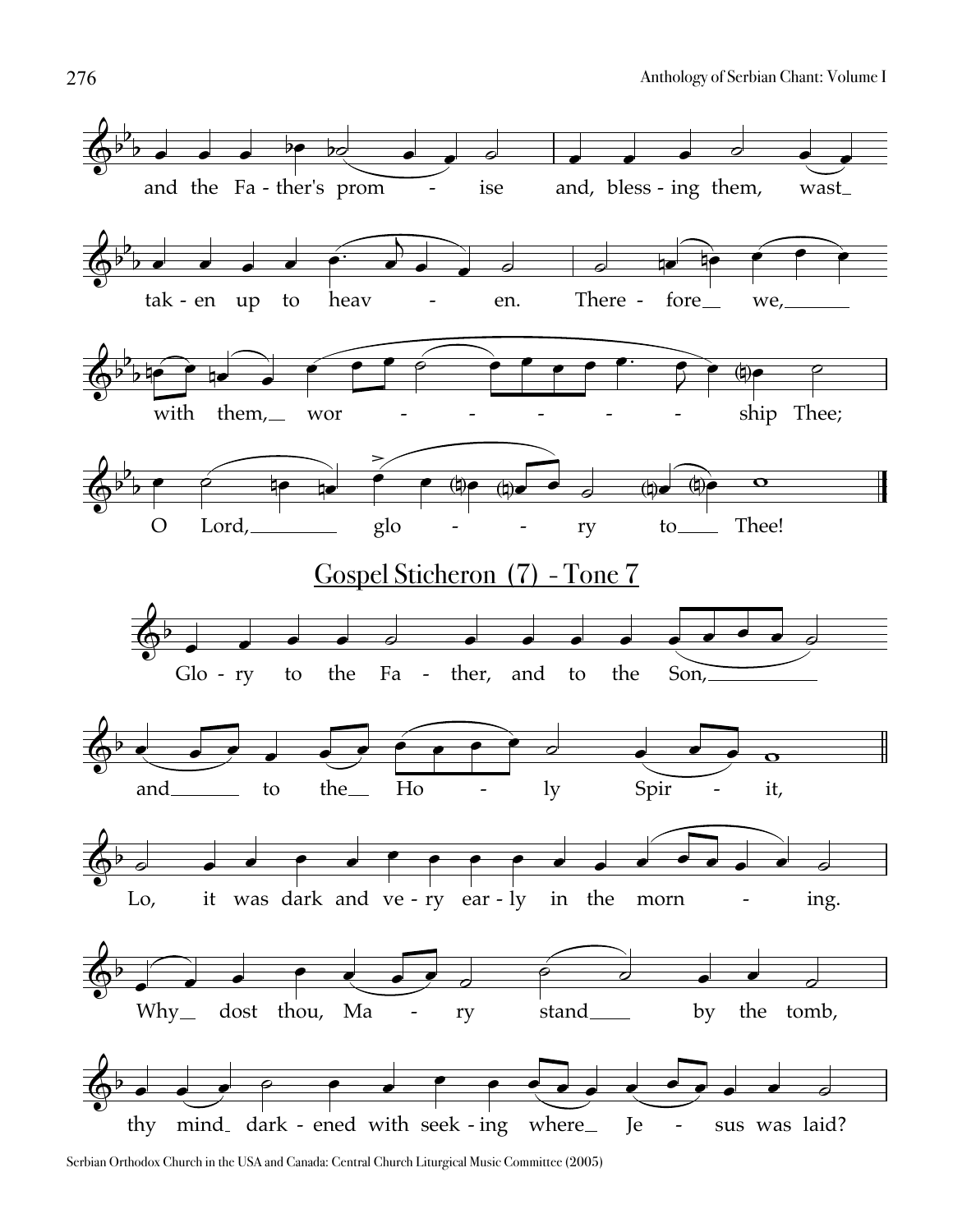and the Father's promise and, blessing them, wast taken up to heaven. Therefore we, with them, worship Thee; O Lord, glory to Thee!

## Gospel Sticheron (7) - Tone 7

Glory to the Father, and to the Son, and to the Holy Spirit,

Lo, it was dark and very early in the morning.

Why dost thou, Mary stand by the tomb,

thy mind darkened with seeking where Jesus was laid?

Serbian Orthodox Church in the USA and Canada: Central Church Liturgical Music Committee (2005)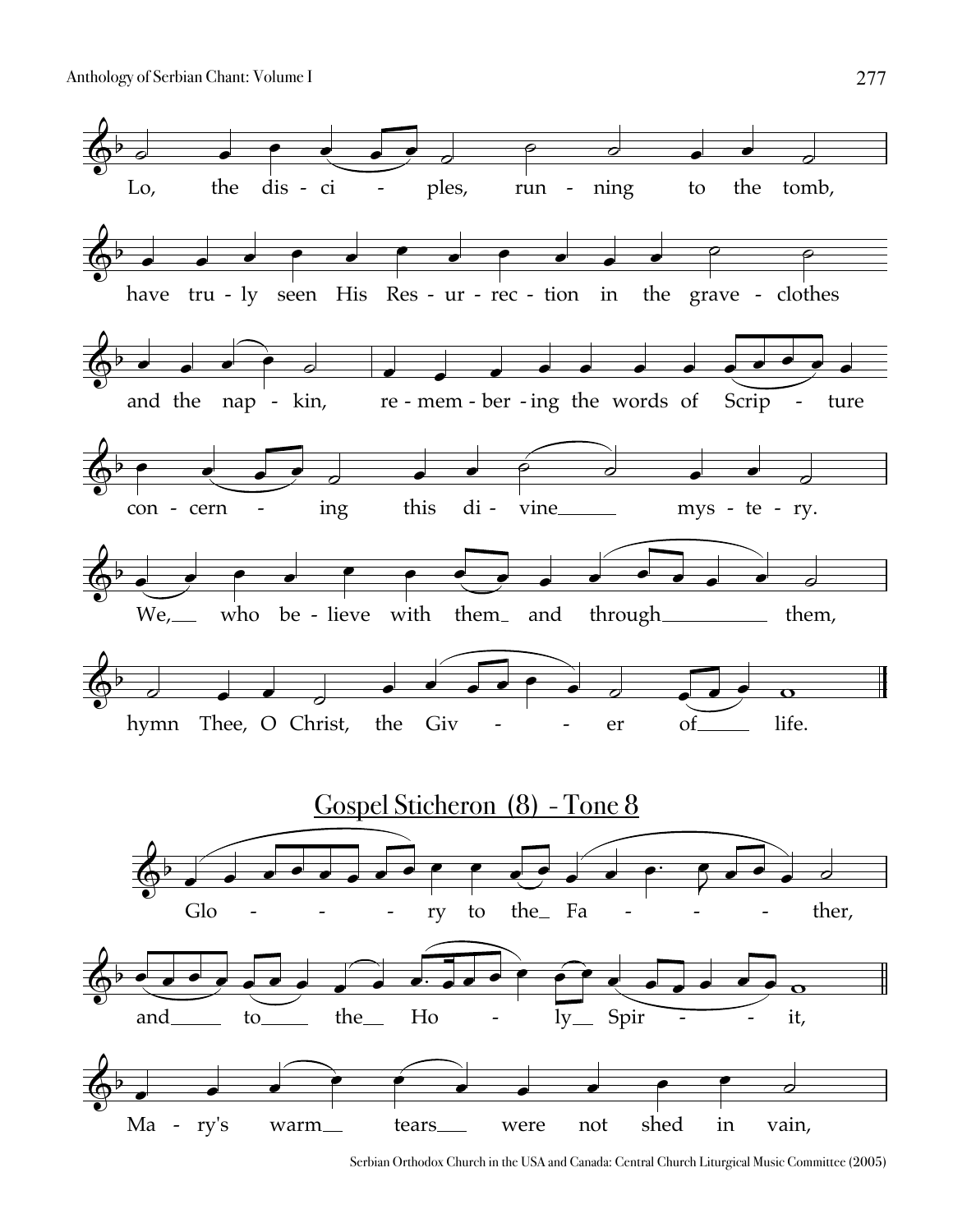Lo, the dis - ci - ples, run - ning to the tomb,

have tru - ly seen His Res - ur - rec - tion in the grave - clothes

and the nap - kin, re - mem - ber - ing the words of Scrip - ture

con - cern - ing this di - vine___ mys - te - ry.

We,__ who be - lieve with them_ and through__________ them,

hymn Thee, O Christ, the Giv - - er of_____ life.

## Gospel Sticheron (8) - Tone 8

Glo - - - ry to the_ Fa - - - ther,

and_____ to_____ the__ Ho - ly__ Spir - - it,

Ma - ry's warm__ tears___ were not shed in vain,

Serbian Orthodox Church in the USA and Canada: Central Church Liturgical Music Committee (2005)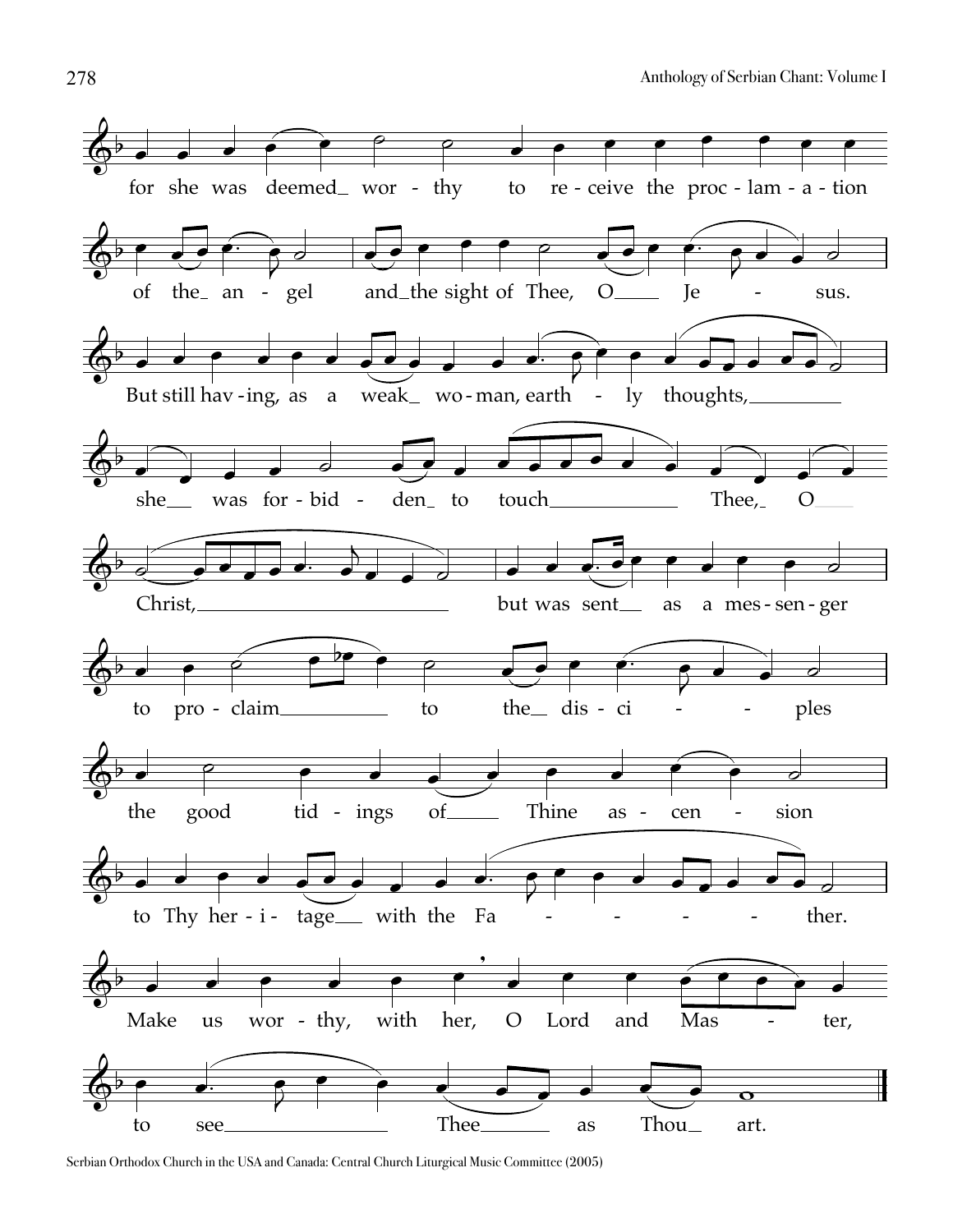for she was deemed worthy to receive the proclamation of the angel and the sight of Thee, O Jesus.

But still having, as a weak woman, earthly thoughts, she was forbidden to touch Thee, O Christ, but was sent as a messenger to proclaim to the disciples the good tidings of Thine ascension to Thy heritage with the Father.

Make us worthy, with her, O Lord and Master, to see Thee as Thou art.

Serbian Orthodox Church in the USA and Canada: Central Church Liturgical Music Committee (2005)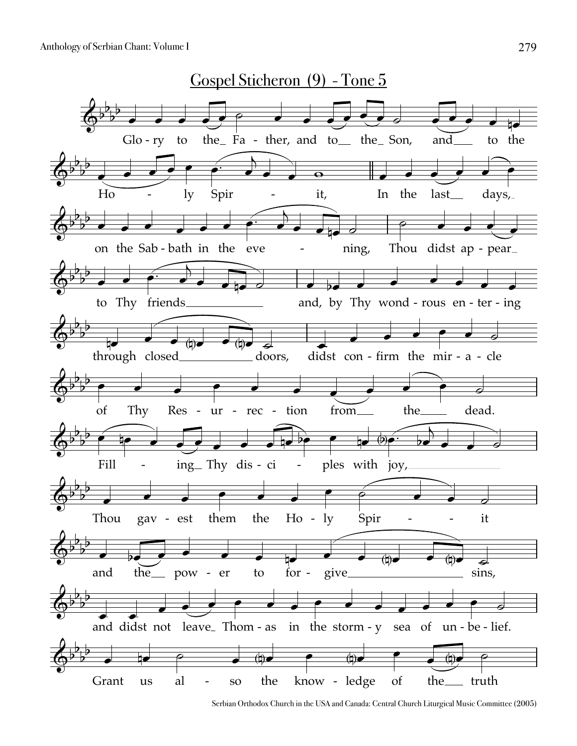# Gospel Sticheron (9) - Tone 5

Glo - ry to the_ Fa - ther, and to__ the_ Son, and___ to the Ho - ly Spir - it,

In the last__ days,_ on the Sab - bath in the eve - ning,

Thou didst ap - pear_ to Thy friends____________

and, by Thy wond - rous en - ter - ing through closed___________ doors,

didst con - firm the mir - a - cle of Thy Res - ur - rec - tion from__ the____ dead.

Fill - ing_ Thy dis - ci - ples with joy,________________

Thou gav - est them the Ho - ly Spir - - it

and the__ pow - er to for - give__________________ sins,

and didst not leave_ Thom - as in the storm - y sea of un - be - lief.

Grant us al - so the know - ledge of the___ truth

Serbian Orthodox Church in the USA and Canada: Central Church Liturgical Music Committee (2005)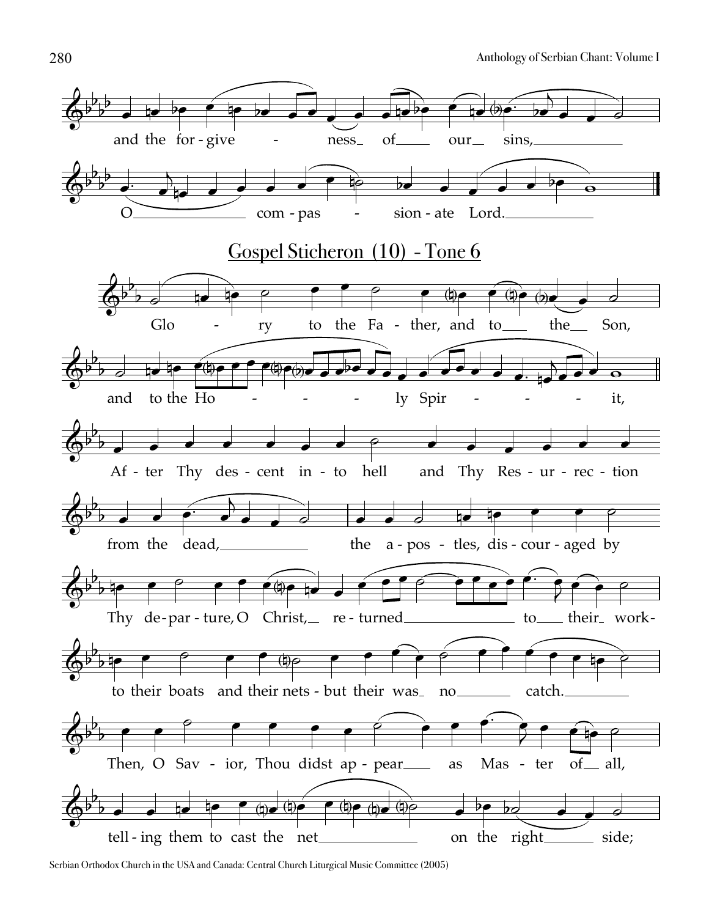and the for-give - ness of our sins,

O com-pas - sion-ate Lord.

## Gospel Sticheron (10) - Tone 6

Glo - ry to the Fa - ther, and to the Son,

and to the Ho - - - ly Spir - - - - it,

Af - ter Thy des - cent in - to hell and Thy Res - ur - rec - tion

from the dead, the a - pos - tles, dis - cour - aged by

Thy de - par - ture, O Christ, re - turned to their work-

to their boats and their nets - but their was no catch.

Then, O Sav - ior, Thou didst ap - pear as Mas - ter of all,

tell - ing them to cast the net on the right side;

Serbian Orthodox Church in the USA and Canada: Central Church Liturgical Music Committee (2005)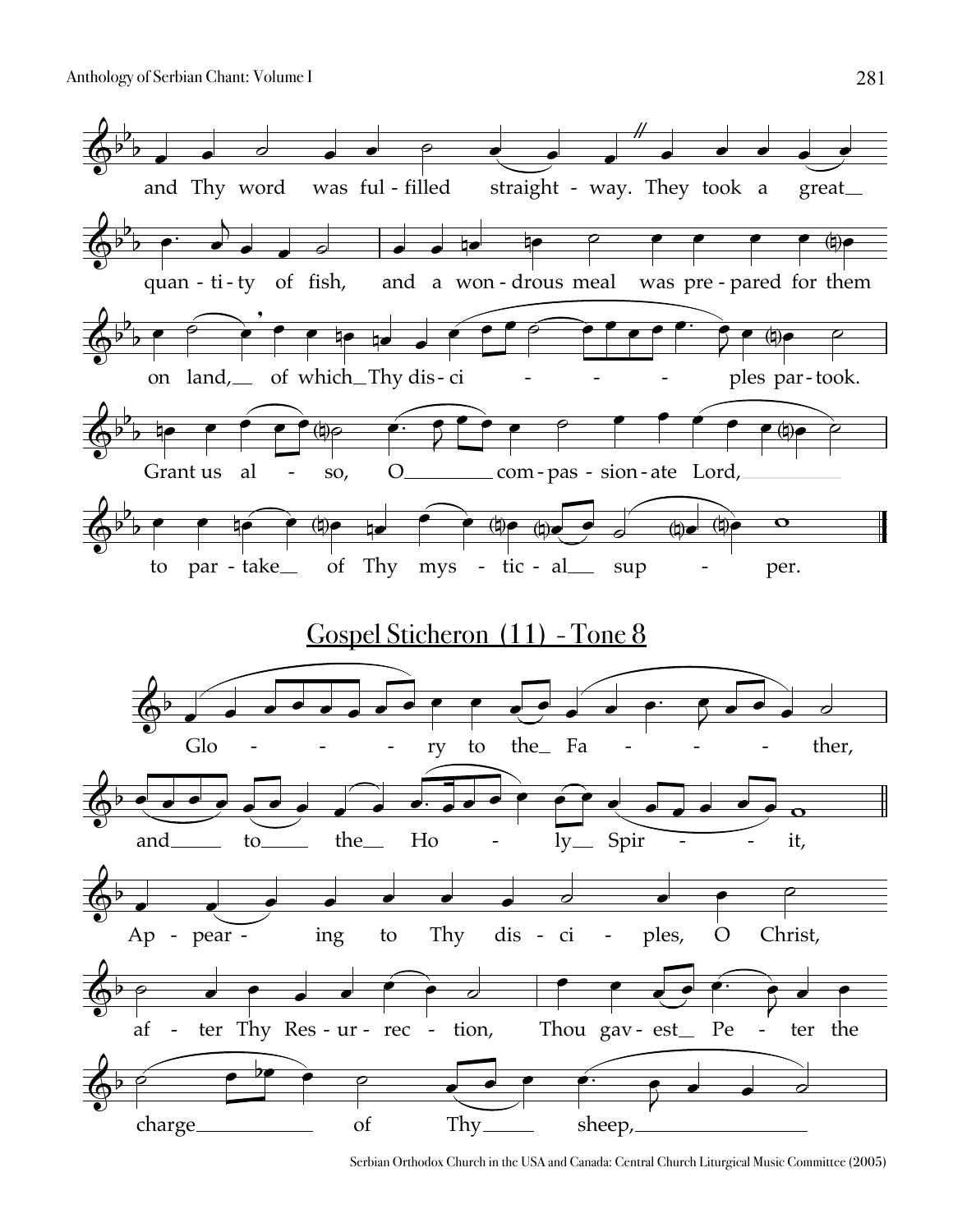and Thy word was fulfilled straightway. They took a great quantity of fish, and a wondrous meal was prepared for them on land, of which Thy disciples partook. Grant us also, O compassionate Lord, to partake of Thy mystical supper.

## Gospel Sticheron (11) - Tone 8

Glory to the Father, and to the Holy Spirit,

Appearing to Thy disciples, O Christ, after Thy Resurrection, Thou gavest Peter the charge of Thy sheep,

Serbian Orthodox Church in the USA and Canada: Central Church Liturgical Music Committee (2005)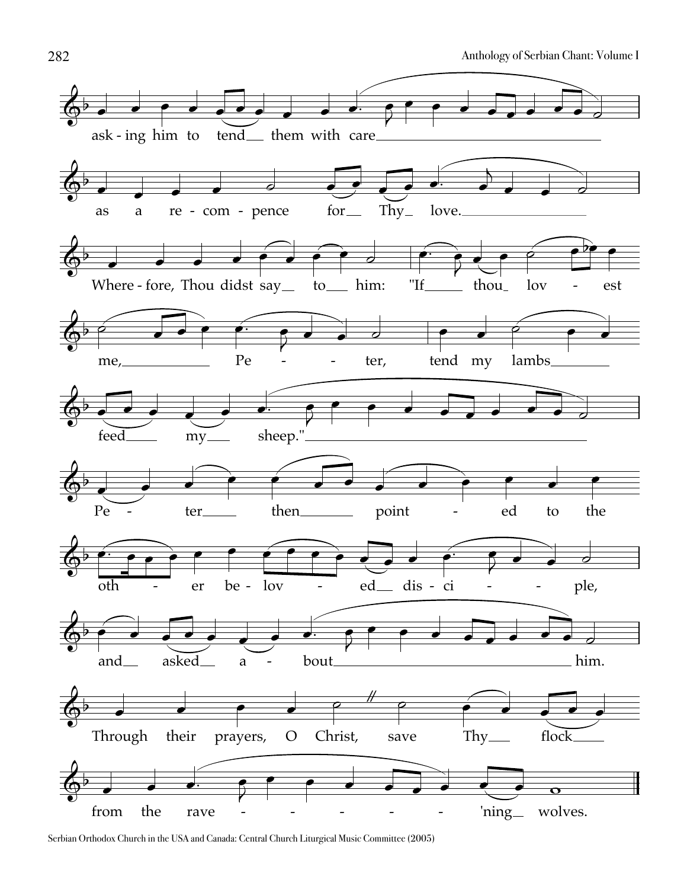ask - ing him to tend __ them with care ______________________________

as a re - com - pence for __ Thy __ love. ________________

Where - fore, Thou didst say __ to __ him: "If _____ thou __ lov - est

me, ___________ Pe - - ter, tend my lambs ________

feed ____ my ___ sheep." ____________________________________

Pe - ter ____ then _______ point - ed to the

oth - er be - lov - ed __ dis - ci - - ple,

and __ asked __ a - bout ___________________________________ him.

Through their prayers, O Christ, save Thy ___ flock ____

from the rave - - - - - 'ning __ wolves.

Serbian Orthodox Church in the USA and Canada: Central Church Liturgical Music Committee (2005)